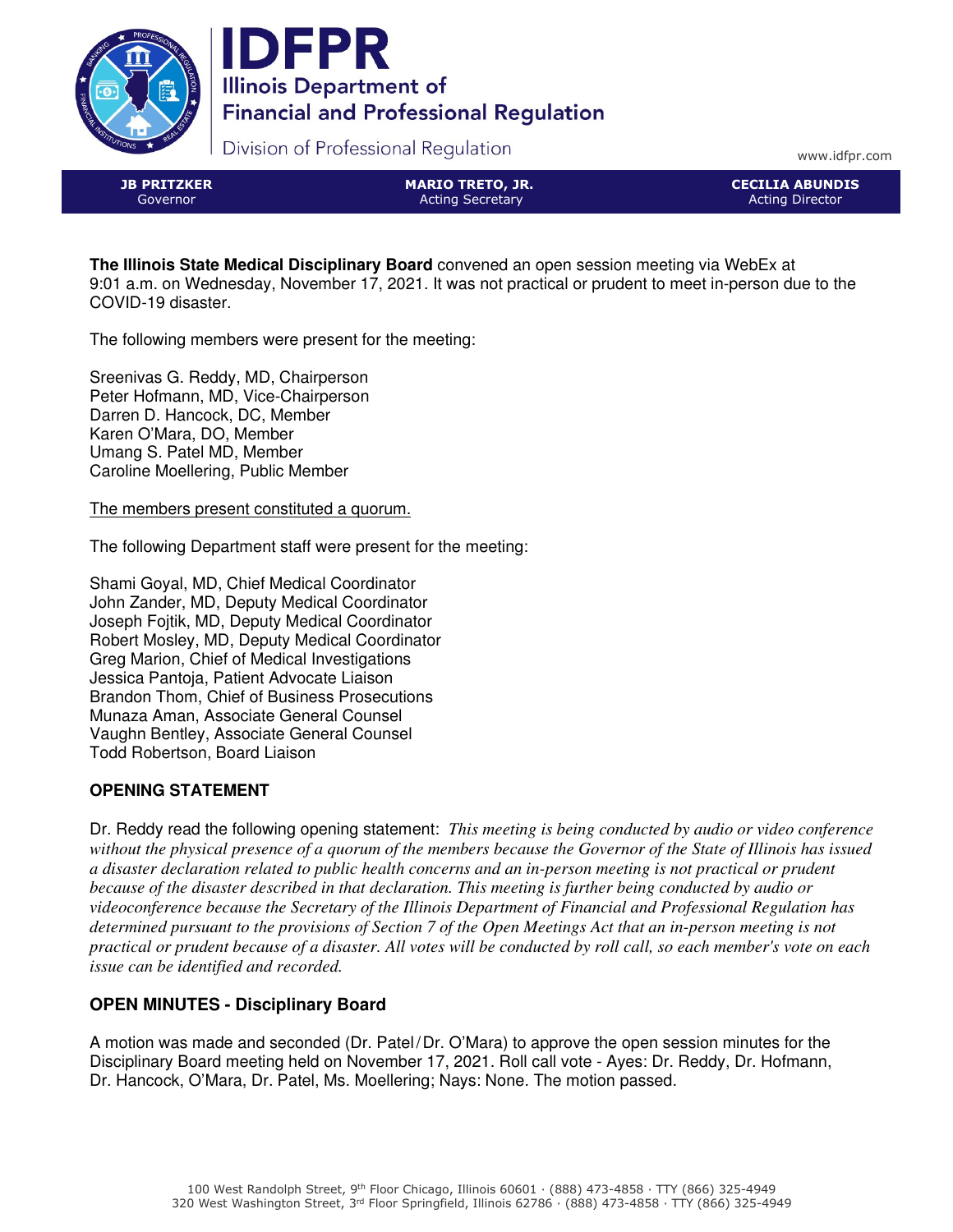# IDFPR

Illinois Department of Financial and Professional Regulation

Division of Professional Regulation

www.idfpr.com

| JB PRITZKER | MARIO TRETO, JR. | CECILIA ABUNDIS |
| --- | --- | --- |
| Governor | Acting Secretary | Acting Director |

**The Illinois State Medical Disciplinary Board** convened an open session meeting via WebEx at 9:01 a.m. on Wednesday, November 17, 2021. It was not practical or prudent to meet in-person due to the COVID-19 disaster.

The following members were present for the meeting:

Sreenivas G. Reddy, MD, Chairperson
Peter Hofmann, MD, Vice-Chairperson
Darren D. Hancock, DC, Member
Karen O'Mara, DO, Member
Umang S. Patel MD, Member
Caroline Moellering, Public Member

The members present constituted a quorum.

The following Department staff were present for the meeting:

Shami Goyal, MD, Chief Medical Coordinator
John Zander, MD, Deputy Medical Coordinator
Joseph Fojtik, MD, Deputy Medical Coordinator
Robert Mosley, MD, Deputy Medical Coordinator
Greg Marion, Chief of Medical Investigations
Jessica Pantoja, Patient Advocate Liaison
Brandon Thom, Chief of Business Prosecutions
Munaza Aman, Associate General Counsel
Vaughn Bentley, Associate General Counsel
Todd Robertson, Board Liaison

## OPENING STATEMENT

Dr. Reddy read the following opening statement: *This meeting is being conducted by audio or video conference without the physical presence of a quorum of the members because the Governor of the State of Illinois has issued a disaster declaration related to public health concerns and an in-person meeting is not practical or prudent because of the disaster described in that declaration. This meeting is further being conducted by audio or videoconference because the Secretary of the Illinois Department of Financial and Professional Regulation has determined pursuant to the provisions of Section 7 of the Open Meetings Act that an in-person meeting is not practical or prudent because of a disaster. All votes will be conducted by roll call, so each member's vote on each issue can be identified and recorded.*

## OPEN MINUTES - Disciplinary Board

A motion was made and seconded (Dr. Patel/Dr. O'Mara) to approve the open session minutes for the Disciplinary Board meeting held on November 17, 2021. Roll call vote - Ayes: Dr. Reddy, Dr. Hofmann, Dr. Hancock, O'Mara, Dr. Patel, Ms. Moellering; Nays: None. The motion passed.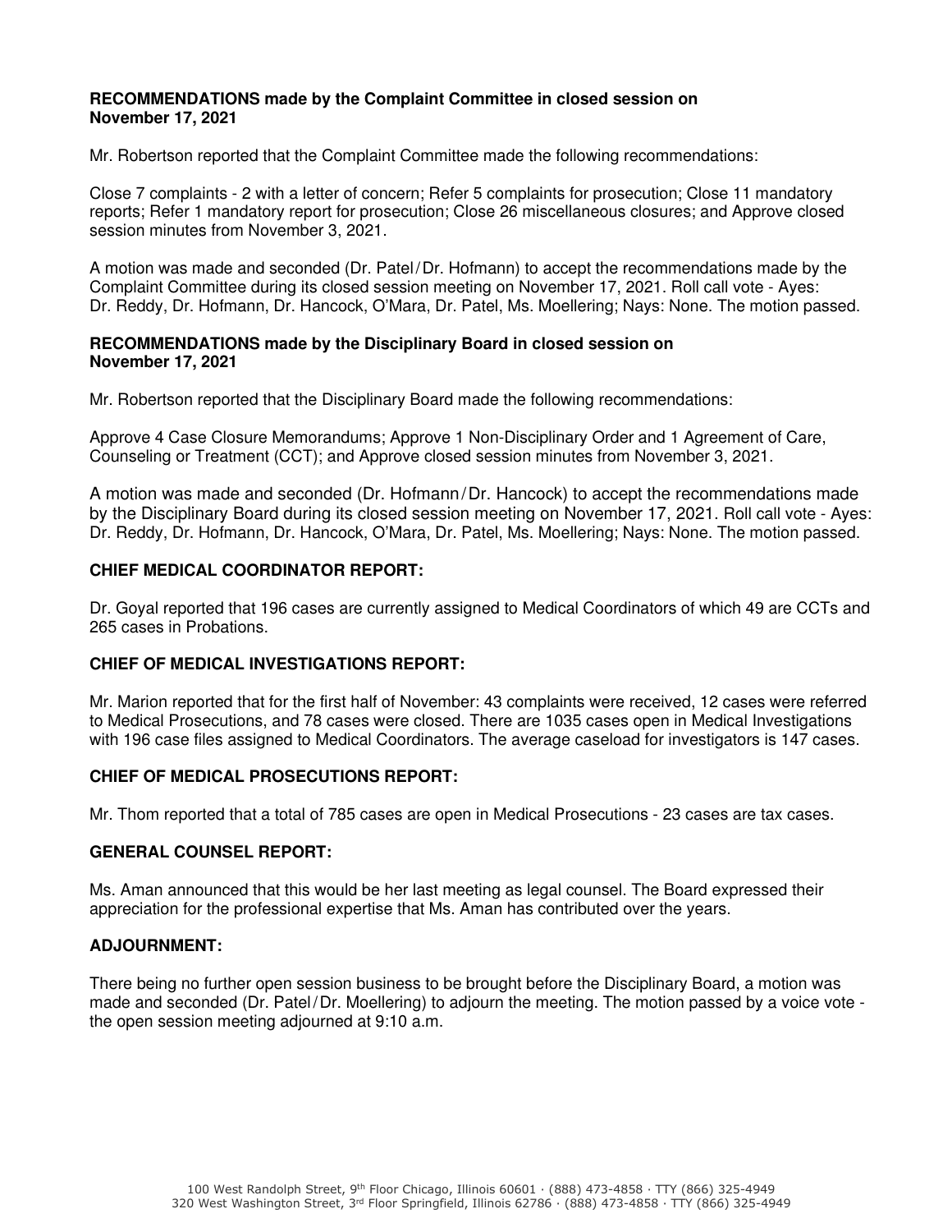**RECOMMENDATIONS made by the Complaint Committee in closed session on November 17, 2021**

Mr. Robertson reported that the Complaint Committee made the following recommendations:

Close 7 complaints - 2 with a letter of concern; Refer 5 complaints for prosecution; Close 11 mandatory reports; Refer 1 mandatory report for prosecution; Close 26 miscellaneous closures; and Approve closed session minutes from November 3, 2021.

A motion was made and seconded (Dr. Patel / Dr. Hofmann) to accept the recommendations made by the Complaint Committee during its closed session meeting on November 17, 2021. Roll call vote - Ayes: Dr. Reddy, Dr. Hofmann, Dr. Hancock, O'Mara, Dr. Patel, Ms. Moellering; Nays: None. The motion passed.

**RECOMMENDATIONS made by the Disciplinary Board in closed session on November 17, 2021**

Mr. Robertson reported that the Disciplinary Board made the following recommendations:

Approve 4 Case Closure Memorandums; Approve 1 Non-Disciplinary Order and 1 Agreement of Care, Counseling or Treatment (CCT); and Approve closed session minutes from November 3, 2021.

A motion was made and seconded (Dr. Hofmann / Dr. Hancock) to accept the recommendations made by the Disciplinary Board during its closed session meeting on November 17, 2021. Roll call vote - Ayes: Dr. Reddy, Dr. Hofmann, Dr. Hancock, O'Mara, Dr. Patel, Ms. Moellering; Nays: None. The motion passed.

**CHIEF MEDICAL COORDINATOR REPORT:**

Dr. Goyal reported that 196 cases are currently assigned to Medical Coordinators of which 49 are CCTs and 265 cases in Probations.

**CHIEF OF MEDICAL INVESTIGATIONS REPORT:**

Mr. Marion reported that for the first half of November: 43 complaints were received, 12 cases were referred to Medical Prosecutions, and 78 cases were closed. There are 1035 cases open in Medical Investigations with 196 case files assigned to Medical Coordinators. The average caseload for investigators is 147 cases.

**CHIEF OF MEDICAL PROSECUTIONS REPORT:**

Mr. Thom reported that a total of 785 cases are open in Medical Prosecutions - 23 cases are tax cases.

**GENERAL COUNSEL REPORT:**

Ms. Aman announced that this would be her last meeting as legal counsel. The Board expressed their appreciation for the professional expertise that Ms. Aman has contributed over the years.

**ADJOURNMENT:**

There being no further open session business to be brought before the Disciplinary Board, a motion was made and seconded (Dr. Patel / Dr. Moellering) to adjourn the meeting. The motion passed by a voice vote - the open session meeting adjourned at 9:10 a.m.

100 West Randolph Street, 9th Floor Chicago, Illinois 60601 · (888) 473-4858 · TTY (866) 325-4949
320 West Washington Street, 3rd Floor Springfield, Illinois 62786 · (888) 473-4858 · TTY (866) 325-4949